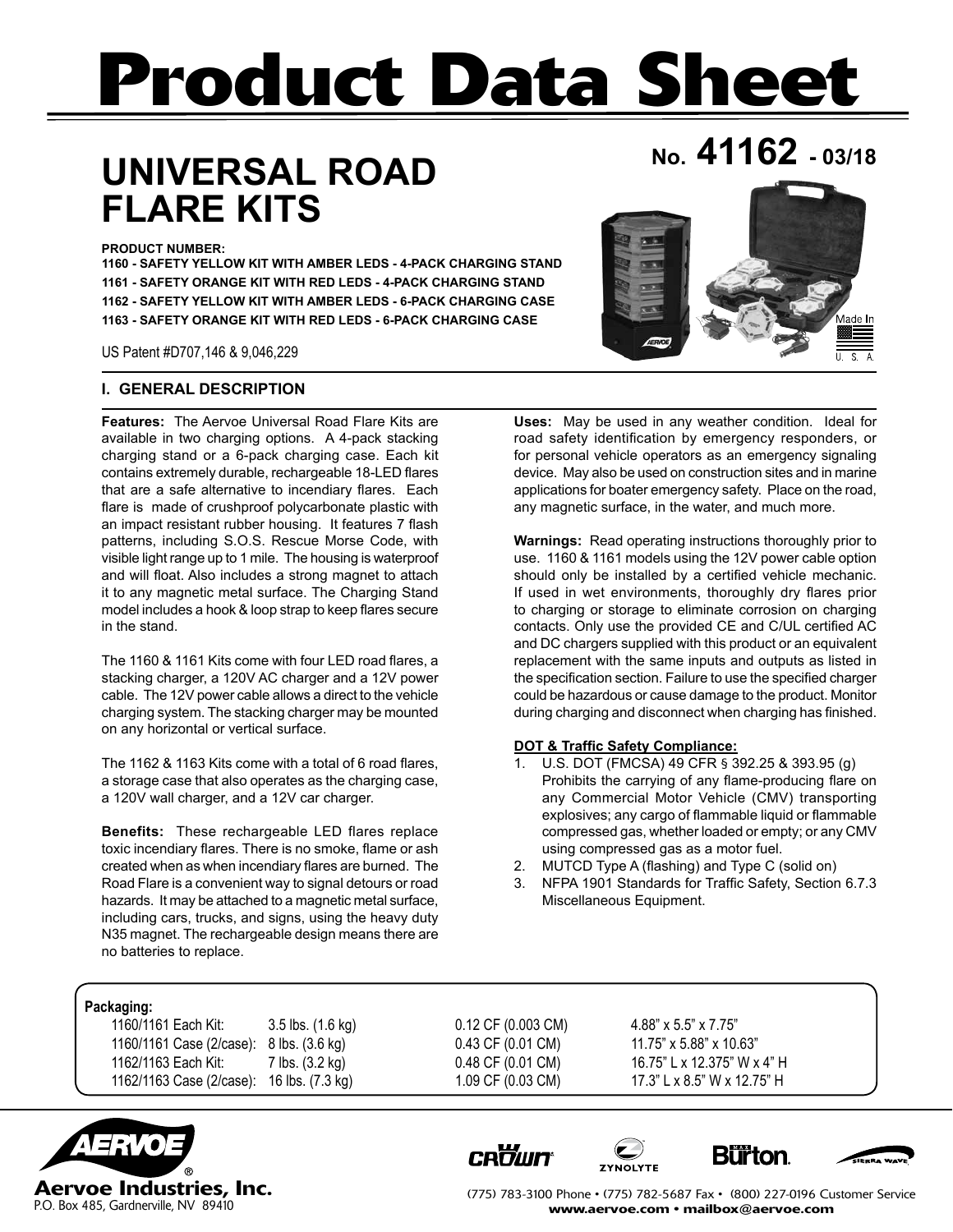# Product Data Sheet

## UNIVERSAL ROAD FLARE KITS

**No. 41162 - 03/18**

**PRODUCT NUMBER:**
**1160 - SAFETY YELLOW KIT WITH AMBER LEDS - 4-PACK CHARGING STAND**
**1161 - SAFETY ORANGE KIT WITH RED LEDS - 4-PACK CHARGING STAND**
**1162 - SAFETY YELLOW KIT WITH AMBER LEDS - 6-PACK CHARGING CASE**
**1163 - SAFETY ORANGE KIT WITH RED LEDS - 6-PACK CHARGING CASE**

US Patent #D707,146 & 9,046,229

Made In U. S. A.

### I. GENERAL DESCRIPTION

**Features:** The Aervoe Universal Road Flare Kits are available in two charging options. A 4-pack stacking charging stand or a 6-pack charging case. Each kit contains extremely durable, rechargeable 18-LED flares that are a safe alternative to incendiary flares. Each flare is made of crushproof polycarbonate plastic with an impact resistant rubber housing. It features 7 flash patterns, including S.O.S. Rescue Morse Code, with visible light range up to 1 mile. The housing is waterproof and will float. Also includes a strong magnet to attach it to any magnetic metal surface. The Charging Stand model includes a hook & loop strap to keep flares secure in the stand.

The 1160 & 1161 Kits come with four LED road flares, a stacking charger, a 120V AC charger and a 12V power cable. The 12V power cable allows a direct to the vehicle charging system. The stacking charger may be mounted on any horizontal or vertical surface.

The 1162 & 1163 Kits come with a total of 6 road flares, a storage case that also operates as the charging case, a 120V wall charger, and a 12V car charger.

**Benefits:** These rechargeable LED flares replace toxic incendiary flares. There is no smoke, flame or ash created when as when incendiary flares are burned. The Road Flare is a convenient way to signal detours or road hazards. It may be attached to a magnetic metal surface, including cars, trucks, and signs, using the heavy duty N35 magnet. The rechargeable design means there are no batteries to replace.

**Uses:** May be used in any weather condition. Ideal for road safety identification by emergency responders, or for personal vehicle operators as an emergency signaling device. May also be used on construction sites and in marine applications for boater emergency safety. Place on the road, any magnetic surface, in the water, and much more.

**Warnings:** Read operating instructions thoroughly prior to use. 1160 & 1161 models using the 12V power cable option should only be installed by a certified vehicle mechanic. If used in wet environments, thoroughly dry flares prior to charging or storage to eliminate corrosion on charging contacts. Only use the provided CE and C/UL certified AC and DC chargers supplied with this product or an equivalent replacement with the same inputs and outputs as listed in the specification section. Failure to use the specified charger could be hazardous or cause damage to the product. Monitor during charging and disconnect when charging has finished.

**DOT & Traffic Safety Compliance:**

1. U.S. DOT (FMCSA) 49 CFR § 392.25 & 393.95 (g) Prohibits the carrying of any flame-producing flare on any Commercial Motor Vehicle (CMV) transporting explosives; any cargo of flammable liquid or flammable compressed gas, whether loaded or empty; or any CMV using compressed gas as a motor fuel.
2. MUTCD Type A (flashing) and Type C (solid on)
3. NFPA 1901 Standards for Traffic Safety, Section 6.7.3 Miscellaneous Equipment.

**Packaging:**

| | | | |
|---|---|---|---|
| 1160/1161 Each Kit: | 3.5 lbs. (1.6 kg) | 0.12 CF (0.003 CM) | 4.88” x 5.5” x 7.75” |
| 1160/1161 Case (2/case): | 8 lbs. (3.6 kg) | 0.43 CF (0.01 CM) | 11.75” x 5.88” x 10.63” |
| 1162/1163 Each Kit: | 7 lbs. (3.2 kg) | 0.48 CF (0.01 CM) | 16.75” L x 12.375” W x 4” H |
| 1162/1163 Case (2/case): | 16 lbs. (7.3 kg) | 1.09 CF (0.03 CM) | 17.3” L x 8.5” W x 12.75” H |

**Aervoe Industries, Inc.**
P.O. Box 485, Gardnerville, NV 89410

(775) 783-3100 Phone • (775) 782-5687 Fax • (800) 227-0196 Customer Service
**www.aervoe.com • mailbox@aervoe.com**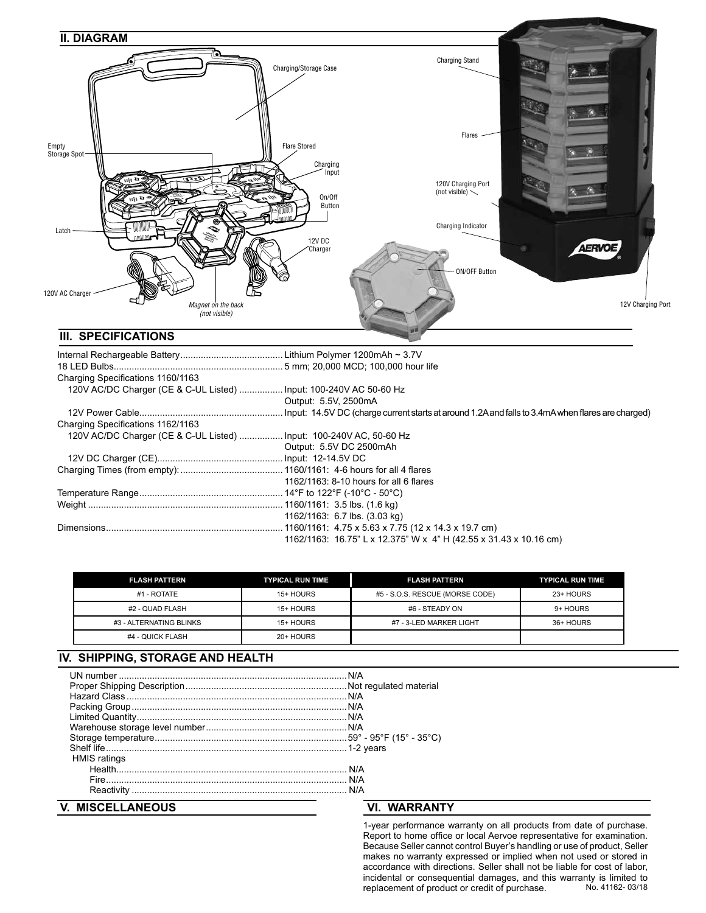## II. DIAGRAM

Charging/Storage Case
Empty Storage Spot
Flare Stored
Charging Input
On/Off Button
Latch
12V DC Charger
120V AC Charger
Magnet on the back (not visible)
Charging Stand
Flares
120V Charging Port (not visible)
Charging Indicator
ON/OFF Button
12V Charging Port

## III. SPECIFICATIONS

| | |
|---|---|
| Internal Rechargeable Battery | Lithium Polymer 1200mAh ~ 3.7V |
| 18 LED Bulbs | 5 mm; 20,000 MCD; 100,000 hour life |
| Charging Specifications 1160/1163 | |
| 120V AC/DC Charger (CE & C-UL Listed) | Input: 100-240V AC 50-60 Hz<br>Output: 5.5V, 2500mA |
| 12V Power Cable | Input: 14.5V DC (charge current starts at around 1.2A and falls to 3.4mA when flares are charged) |
| Charging Specifications 1162/1163 | |
| 120V AC/DC Charger (CE & C-UL Listed) | Input: 100-240V AC, 50-60 Hz<br>Output: 5.5V DC 2500mAh |
| 12V DC Charger (CE) | Input: 12-14.5V DC |
| Charging Times (from empty): | 1160/1161: 4-6 hours for all 4 flares<br>1162/1163: 8-10 hours for all 6 flares |
| Temperature Range | 14°F to 122°F (-10°C - 50°C) |
| Weight | 1160/1161: 3.5 lbs. (1.6 kg)<br>1162/1163: 6.7 lbs. (3.03 kg) |
| Dimensions | 1160/1161: 4.75 x 5.63 x 7.75 (12 x 14.3 x 19.7 cm)<br>1162/1163: 16.75" L x 12.375" W x 4" H (42.55 x 31.43 x 10.16 cm) |

| FLASH PATTERN | TYPICAL RUN TIME | FLASH PATTERN | TYPICAL RUN TIME |
|---|---|---|---|
| #1 - ROTATE | 15+ HOURS | #5 - S.O.S. RESCUE (MORSE CODE) | 23+ HOURS |
| #2 - QUAD FLASH | 15+ HOURS | #6 - STEADY ON | 9+ HOURS |
| #3 - ALTERNATING BLINKS | 15+ HOURS | #7 - 3-LED MARKER LIGHT | 36+ HOURS |
| #4 - QUICK FLASH | 20+ HOURS | | |

## IV. SHIPPING, STORAGE AND HEALTH

| | |
|---|---|
| UN number | N/A |
| Proper Shipping Description | Not regulated material |
| Hazard Class | N/A |
| Packing Group | N/A |
| Limited Quantity | N/A |
| Warehouse storage level number | N/A |
| Storage temperature | 59° - 95°F (15° - 35°C) |
| Shelf life | 1-2 years |
| HMIS ratings | |
| Health | N/A |
| Fire | N/A |
| Reactivity | N/A |

## V. MISCELLANEOUS

## VI. WARRANTY

1-year performance warranty on all products from date of purchase. Report to home office or local Aervoe representative for examination. Because Seller cannot control Buyer's handling or use of product, Seller makes no warranty expressed or implied when not used or stored in accordance with directions. Seller shall not be liable for cost of labor, incidental or consequential damages, and this warranty is limited to replacement of product or credit of purchase.

No. 41162- 03/18